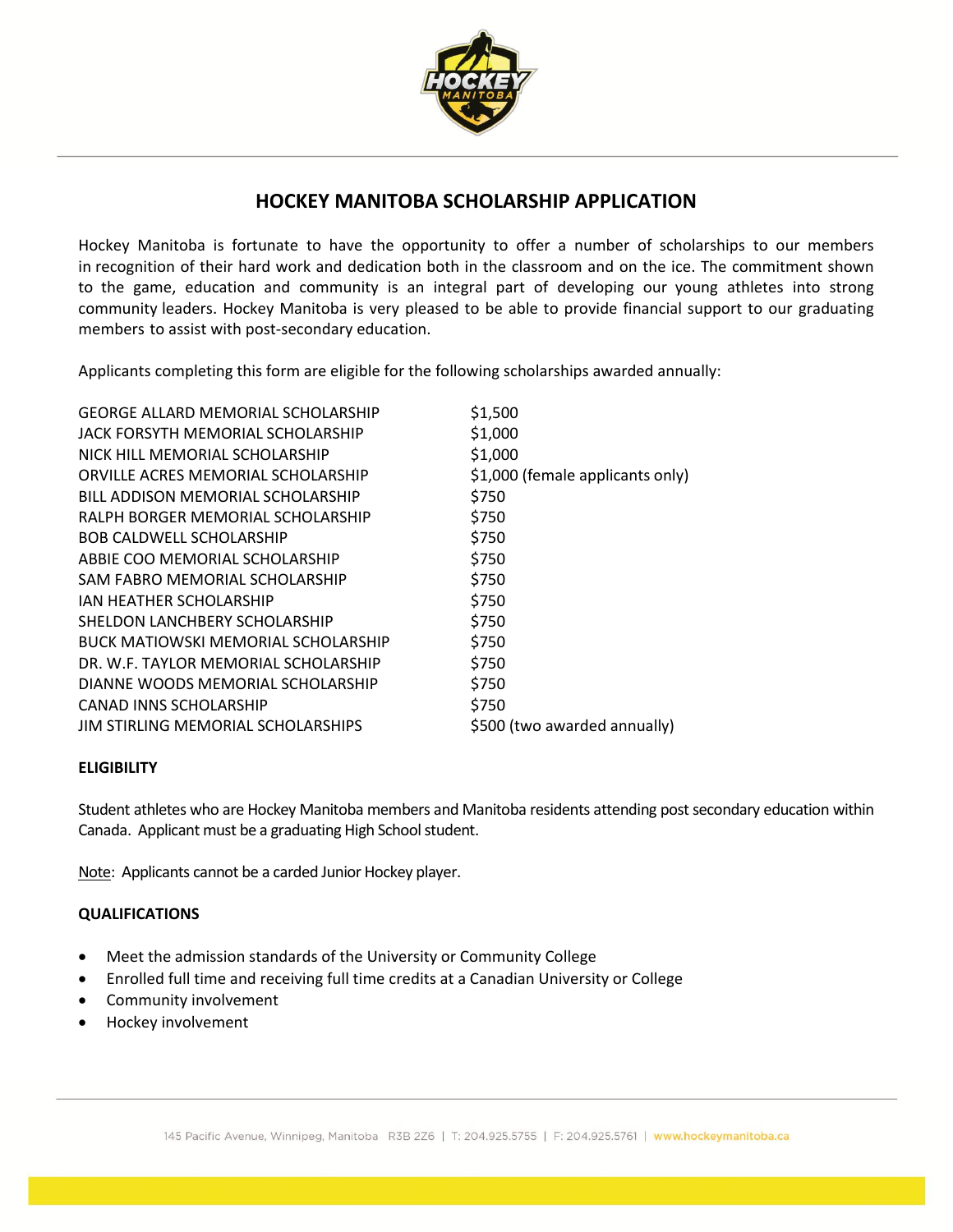# HOCKEY MANITOBA SCHOLARSHIP APPLICATION

Hockey Manitoba is fortunate to have the opportunity to offer a number of scholarships to our members in recognition of their hard work and dedication both in the classroom and on the ice. The commitment shown to the game, education and community is an integral part of developing our young athletes into strong community leaders. Hockey Manitoba is very pleased to be able to provide financial support to our graduating members to assist with post-secondary education.

Applicants completing this form are eligible for the following scholarships awarded annually:

| | |
|---|---|
| GEORGE ALLARD MEMORIAL SCHOLARSHIP | $1,500 |
| JACK FORSYTH MEMORIAL SCHOLARSHIP | $1,000 |
| NICK HILL MEMORIAL SCHOLARSHIP | $1,000 |
| ORVILLE ACRES MEMORIAL SCHOLARSHIP | $1,000 (female applicants only) |
| BILL ADDISON MEMORIAL SCHOLARSHIP | $750 |
| RALPH BORGER MEMORIAL SCHOLARSHIP | $750 |
| BOB CALDWELL SCHOLARSHIP | $750 |
| ABBIE COO MEMORIAL SCHOLARSHIP | $750 |
| SAM FABRO MEMORIAL SCHOLARSHIP | $750 |
| IAN HEATHER SCHOLARSHIP | $750 |
| SHELDON LANCHBERY SCHOLARSHIP | $750 |
| BUCK MATIOWSKI MEMORIAL SCHOLARSHIP | $750 |
| DR. W.F. TAYLOR MEMORIAL SCHOLARSHIP | $750 |
| DIANNE WOODS MEMORIAL SCHOLARSHIP | $750 |
| CANAD INNS SCHOLARSHIP | $750 |
| JIM STIRLING MEMORIAL SCHOLARSHIPS | $500 (two awarded annually) |

**ELIGIBILITY**

Student athletes who are Hockey Manitoba members and Manitoba residents attending post secondary education within Canada. Applicant must be a graduating High School student.

Note: Applicants cannot be a carded Junior Hockey player.

**QUALIFICATIONS**

- Meet the admission standards of the University or Community College
- Enrolled full time and receiving full time credits at a Canadian University or College
- Community involvement
- Hockey involvement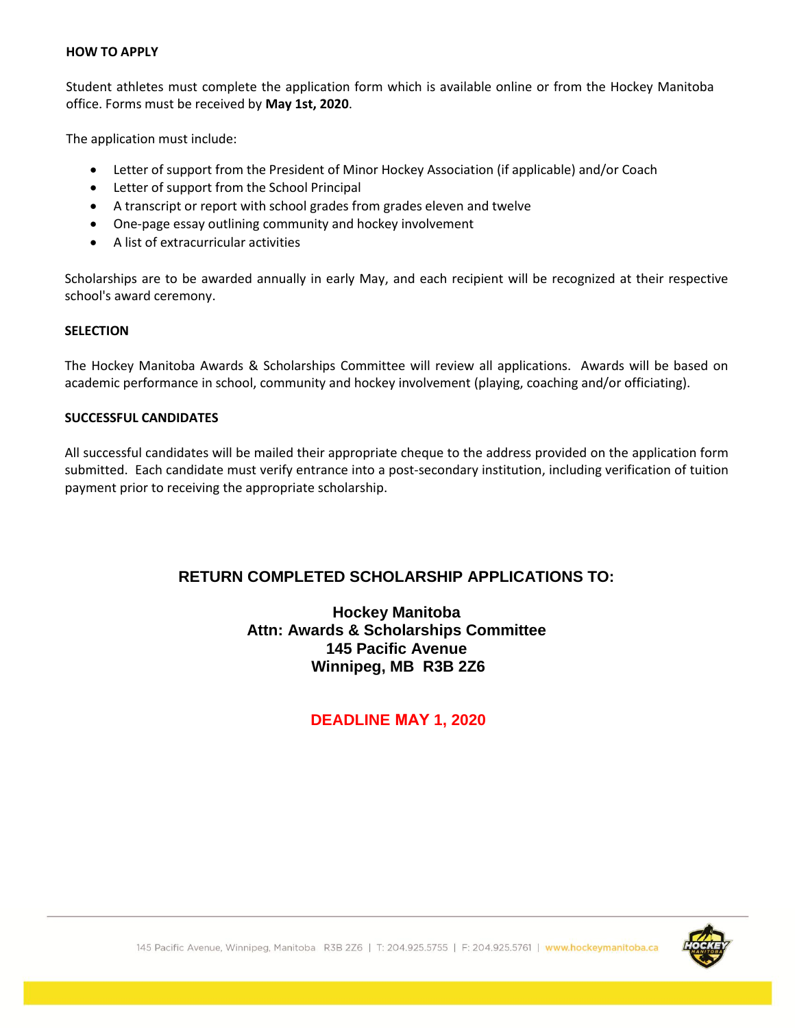## HOW TO APPLY

Student athletes must complete the application form which is available online or from the Hockey Manitoba office. Forms must be received by **May 1st, 2020**.

The application must include:

- Letter of support from the President of Minor Hockey Association (if applicable) and/or Coach
- Letter of support from the School Principal
- A transcript or report with school grades from grades eleven and twelve
- One-page essay outlining community and hockey involvement
- A list of extracurricular activities

Scholarships are to be awarded annually in early May, and each recipient will be recognized at their respective school's award ceremony.

## SELECTION

The Hockey Manitoba Awards & Scholarships Committee will review all applications. Awards will be based on academic performance in school, community and hockey involvement (playing, coaching and/or officiating).

## SUCCESSFUL CANDIDATES

All successful candidates will be mailed their appropriate cheque to the address provided on the application form submitted. Each candidate must verify entrance into a post-secondary institution, including verification of tuition payment prior to receiving the appropriate scholarship.

**RETURN COMPLETED SCHOLARSHIP APPLICATIONS TO:**

**Hockey Manitoba**
**Attn: Awards & Scholarships Committee**
**145 Pacific Avenue**
**Winnipeg, MB R3B 2Z6**

**DEADLINE MAY 1, 2020**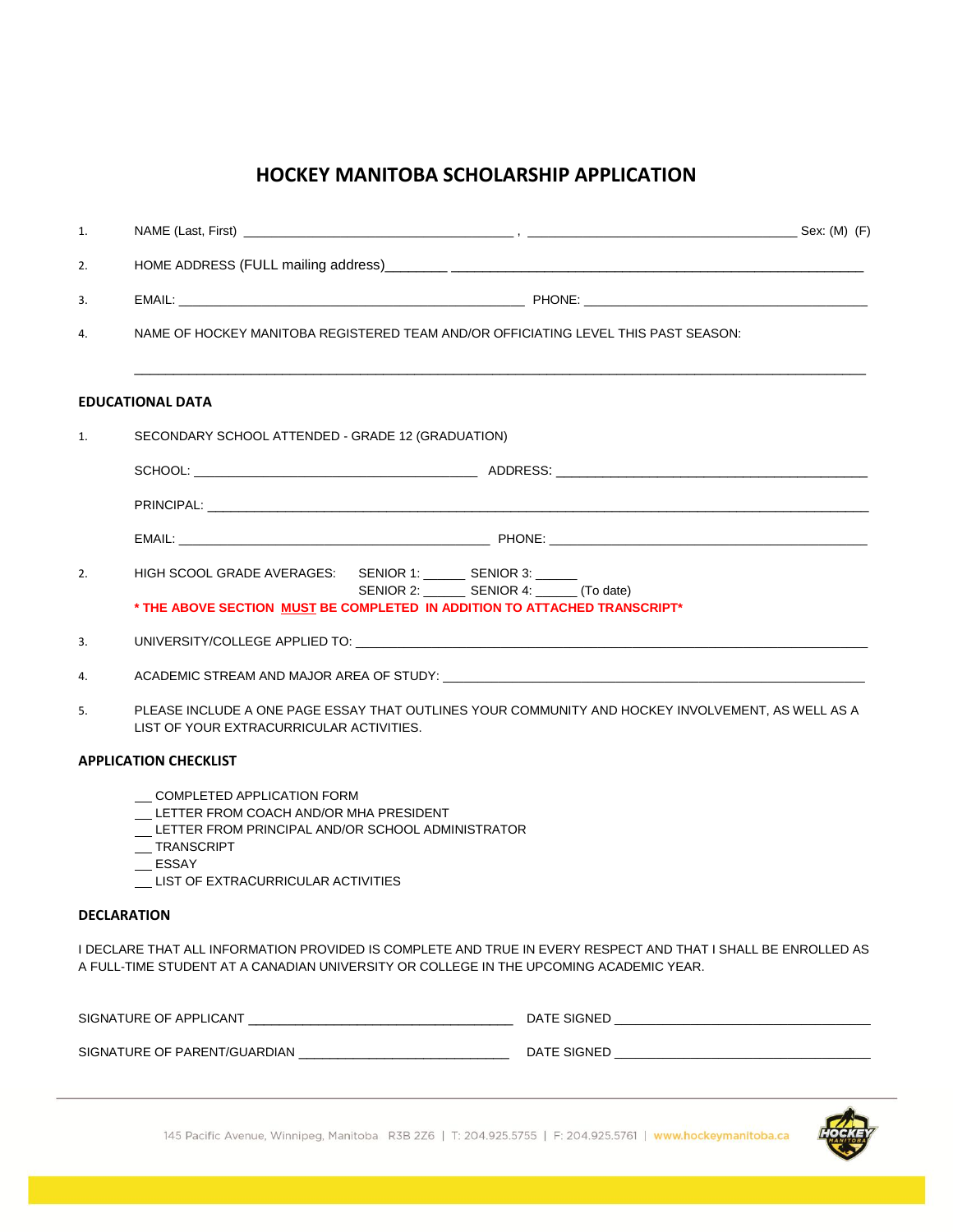# HOCKEY MANITOBA SCHOLARSHIP APPLICATION

1. NAME (Last, First) ____________________________________ , ____________________________________ Sex: (M) (F)
2. HOME ADDRESS (FULL mailing address)________ ________________________________________________________
3. EMAIL: ________________________________________________ PHONE: ________________________________________
4. NAME OF HOCKEY MANITOBA REGISTERED TEAM AND/OR OFFICIATING LEVEL THIS PAST SEASON:

____________________________________________________________________________________________________

## EDUCATIONAL DATA

1. SECONDARY SCHOOL ATTENDED - GRADE 12 (GRADUATION)

   SCHOOL: _______________________________________ ADDRESS: ____________________________________________

   PRINCIPAL: __________________________________________________________________________________________

   EMAIL: ___________________________________________ PHONE: ____________________________________________

2. HIGH SCOOL GRADE AVERAGES: SENIOR 1: ______ SENIOR 3: ______
   SENIOR 2: ______ SENIOR 4: ______ (To date)

   **\* THE ABOVE SECTION MUST BE COMPLETED IN ADDITION TO ATTACHED TRANSCRIPT\***

3. UNIVERSITY/COLLEGE APPLIED TO: _____________________________________________________________________
4. ACADEMIC STREAM AND MAJOR AREA OF STUDY: _________________________________________________________
5. PLEASE INCLUDE A ONE PAGE ESSAY THAT OUTLINES YOUR COMMUNITY AND HOCKEY INVOLVEMENT, AS WELL AS A LIST OF YOUR EXTRACURRICULAR ACTIVITIES.

## APPLICATION CHECKLIST

__ COMPLETED APPLICATION FORM
__ LETTER FROM COACH AND/OR MHA PRESIDENT
__ LETTER FROM PRINCIPAL AND/OR SCHOOL ADMINISTRATOR
__ TRANSCRIPT
__ ESSAY
__ LIST OF EXTRACURRICULAR ACTIVITIES

## DECLARATION

I DECLARE THAT ALL INFORMATION PROVIDED IS COMPLETE AND TRUE IN EVERY RESPECT AND THAT I SHALL BE ENROLLED AS A FULL-TIME STUDENT AT A CANADIAN UNIVERSITY OR COLLEGE IN THE UPCOMING ACADEMIC YEAR.

SIGNATURE OF APPLICANT ____________________________________ DATE SIGNED ____________________________________

SIGNATURE OF PARENT/GUARDIAN ______________________________ DATE SIGNED ____________________________________

145 Pacific Avenue, Winnipeg, Manitoba R3B 2Z6 | T: 204.925.5755 | F: 204.925.5761 | www.hockeymanitoba.ca